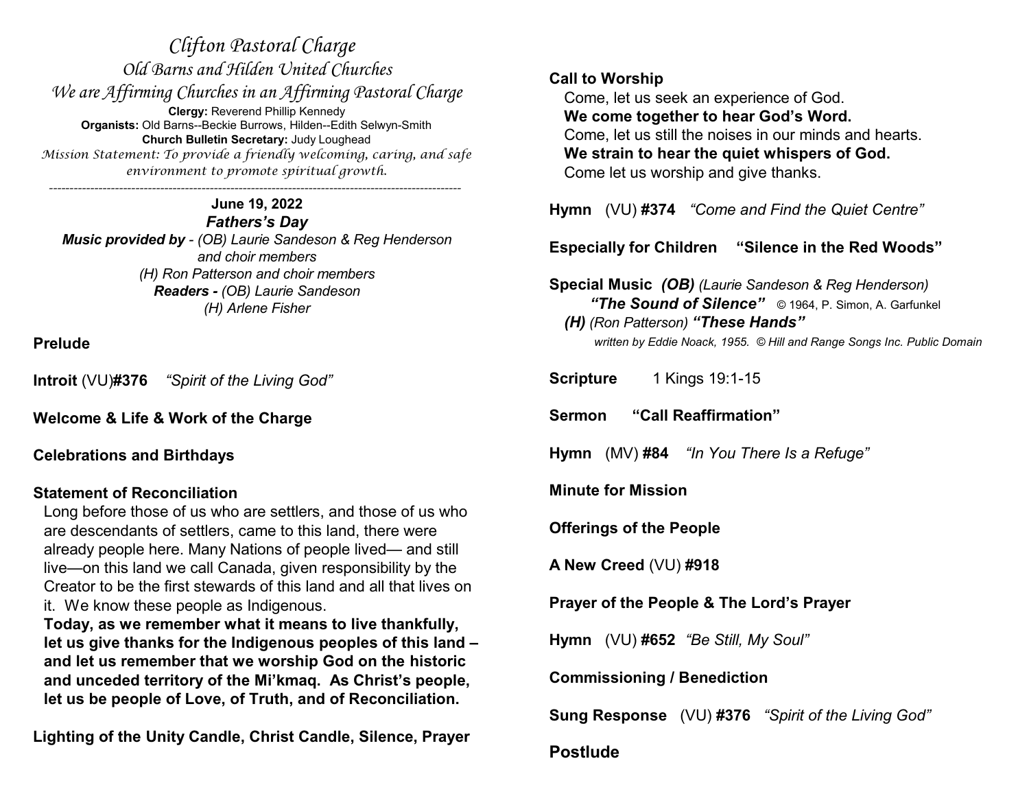# *Clifton Pastoral Charge*

## *Old Barns and Hilden United Churches*

### *We are Affirming Churches in an Affirming Pastoral Charge*

**Clergy:** Reverend Phillip Kennedy
**Organists:** Old Barns--Beckie Burrows, Hilden--Edith Selwyn-Smith
**Church Bulletin Secretary:** Judy Loughead

*Mission Statement: To provide a friendly welcoming, caring, and safe environment to promote spiritual growth.*

---

**June 19, 2022**

***Fathers's Day***

***Music provided by*** *- (OB) Laurie Sandeson & Reg Henderson and choir members*
*(H) Ron Patterson and choir members*
***Readers -*** *(OB) Laurie Sandeson*
*(H) Arlene Fisher*

**Prelude**

**Introit** (VU)**#376** *"Spirit of the Living God"*

**Welcome & Life & Work of the Charge**

**Celebrations and Birthdays**

**Statement of Reconciliation**

Long before those of us who are settlers, and those of us who are descendants of settlers, came to this land, there were already people here. Many Nations of people lived— and still live—on this land we call Canada, given responsibility by the Creator to be the first stewards of this land and all that lives on it. We know these people as Indigenous.

**Today, as we remember what it means to live thankfully, let us give thanks for the Indigenous peoples of this land – and let us remember that we worship God on the historic and unceded territory of the Mi'kmaq. As Christ's people, let us be people of Love, of Truth, and of Reconciliation.**

**Lighting of the Unity Candle, Christ Candle, Silence, Prayer**

**Call to Worship**

Come, let us seek an experience of God.
**We come together to hear God's Word.**
Come, let us still the noises in our minds and hearts.
**We strain to hear the quiet whispers of God.**
Come let us worship and give thanks.

**Hymn** (VU) **#374** *"Come and Find the Quiet Centre"*

**Especially for Children "Silence in the Red Woods"**

**Special Music** ***(OB)*** *(Laurie Sandeson & Reg Henderson)*
***"The Sound of Silence"*** © 1964, P. Simon, A. Garfunkel
***(H)*** *(Ron Patterson)* ***"These Hands"***
*written by Eddie Noack, 1955. © Hill and Range Songs Inc. Public Domain*

**Scripture** 1 Kings 19:1-15

**Sermon "Call Reaffirmation"**

**Hymn** (MV) **#84** *"In You There Is a Refuge"*

**Minute for Mission**

**Offerings of the People**

**A New Creed** (VU) **#918**

**Prayer of the People & The Lord's Prayer**

**Hymn** (VU) **#652** *"Be Still, My Soul"*

**Commissioning / Benediction**

**Sung Response** (VU) **#376** *"Spirit of the Living God"*

**Postlude**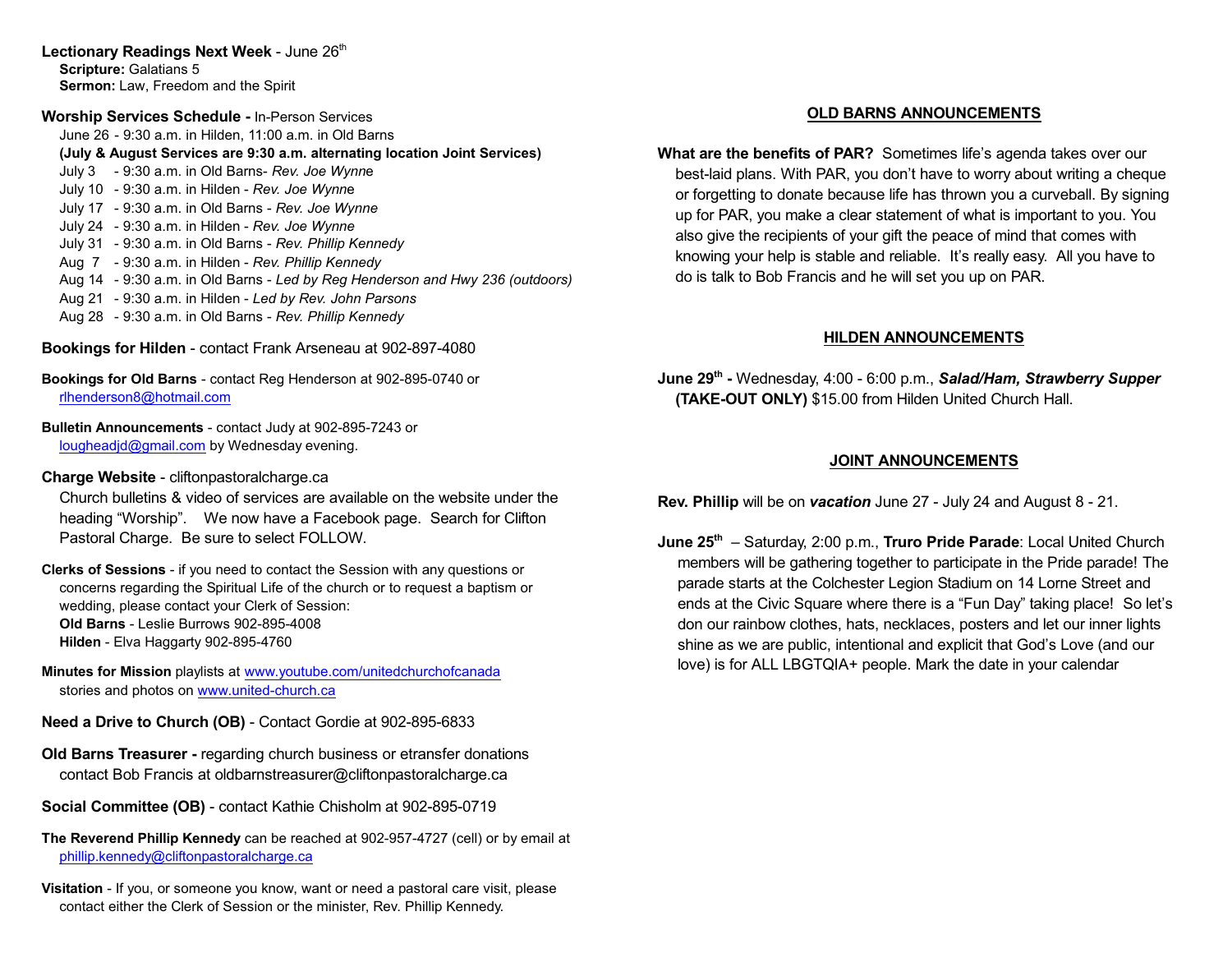**Lectionary Readings Next Week** - June 26th

**Scripture:** Galatians 5

**Sermon:** Law, Freedom and the Spirit

**Worship Services Schedule -** In-Person Services

June 26 - 9:30 a.m. in Hilden, 11:00 a.m. in Old Barns

**(July & August Services are 9:30 a.m. alternating location Joint Services)**

July 3 - 9:30 a.m. in Old Barns- *Rev. Joe Wynne*
July 10 - 9:30 a.m. in Hilden - *Rev. Joe Wynne*
July 17 - 9:30 a.m. in Old Barns - *Rev. Joe Wynne*
July 24 - 9:30 a.m. in Hilden - *Rev. Joe Wynne*
July 31 - 9:30 a.m. in Old Barns - *Rev. Phillip Kennedy*
Aug 7 - 9:30 a.m. in Hilden - *Rev. Phillip Kennedy*
Aug 14 - 9:30 a.m. in Old Barns - *Led by Reg Henderson and Hwy 236 (outdoors)*
Aug 21 - 9:30 a.m. in Hilden - *Led by Rev. John Parsons*
Aug 28 - 9:30 a.m. in Old Barns - *Rev. Phillip Kennedy*

**Bookings for Hilden** - contact Frank Arseneau at 902-897-4080

**Bookings for Old Barns** - contact Reg Henderson at 902-895-0740 or rlhenderson8@hotmail.com

**Bulletin Announcements** - contact Judy at 902-895-7243 or lougheadjd@gmail.com by Wednesday evening.

**Charge Website** - cliftonpastoralcharge.ca

Church bulletins & video of services are available on the website under the heading "Worship". We now have a Facebook page. Search for Clifton Pastoral Charge. Be sure to select FOLLOW.

**Clerks of Sessions** - if you need to contact the Session with any questions or concerns regarding the Spiritual Life of the church or to request a baptism or wedding, please contact your Clerk of Session:

**Old Barns** - Leslie Burrows 902-895-4008
**Hilden** - Elva Haggarty 902-895-4760

**Minutes for Mission** playlists at www.youtube.com/unitedchurchofcanada stories and photos on www.united-church.ca

**Need a Drive to Church (OB)** - Contact Gordie at 902-895-6833

**Old Barns Treasurer -** regarding church business or etransfer donations contact Bob Francis at oldbarnstreasurer@cliftonpastoralcharge.ca

**Social Committee (OB)** - contact Kathie Chisholm at 902-895-0719

**The Reverend Phillip Kennedy** can be reached at 902-957-4727 (cell) or by email at phillip.kennedy@cliftonpastoralcharge.ca

**Visitation** - If you, or someone you know, want or need a pastoral care visit, please contact either the Clerk of Session or the minister, Rev. Phillip Kennedy.

## OLD BARNS ANNOUNCEMENTS

**What are the benefits of PAR?** Sometimes life's agenda takes over our best-laid plans. With PAR, you don't have to worry about writing a cheque or forgetting to donate because life has thrown you a curveball. By signing up for PAR, you make a clear statement of what is important to you. You also give the recipients of your gift the peace of mind that comes with knowing your help is stable and reliable. It's really easy. All you have to do is talk to Bob Francis and he will set you up on PAR.

## HILDEN ANNOUNCEMENTS

**June 29th -** Wednesday, 4:00 - 6:00 p.m., ***Salad/Ham, Strawberry Supper*** **(TAKE-OUT ONLY)** $15.00 from Hilden United Church Hall.

## JOINT ANNOUNCEMENTS

**Rev. Phillip** will be on ***vacation*** June 27 - July 24 and August 8 - 21.

**June 25th** – Saturday, 2:00 p.m., **Truro Pride Parade**: Local United Church members will be gathering together to participate in the Pride parade! The parade starts at the Colchester Legion Stadium on 14 Lorne Street and ends at the Civic Square where there is a "Fun Day" taking place! So let's don our rainbow clothes, hats, necklaces, posters and let our inner lights shine as we are public, intentional and explicit that God's Love (and our love) is for ALL LBGTQIA+ people. Mark the date in your calendar